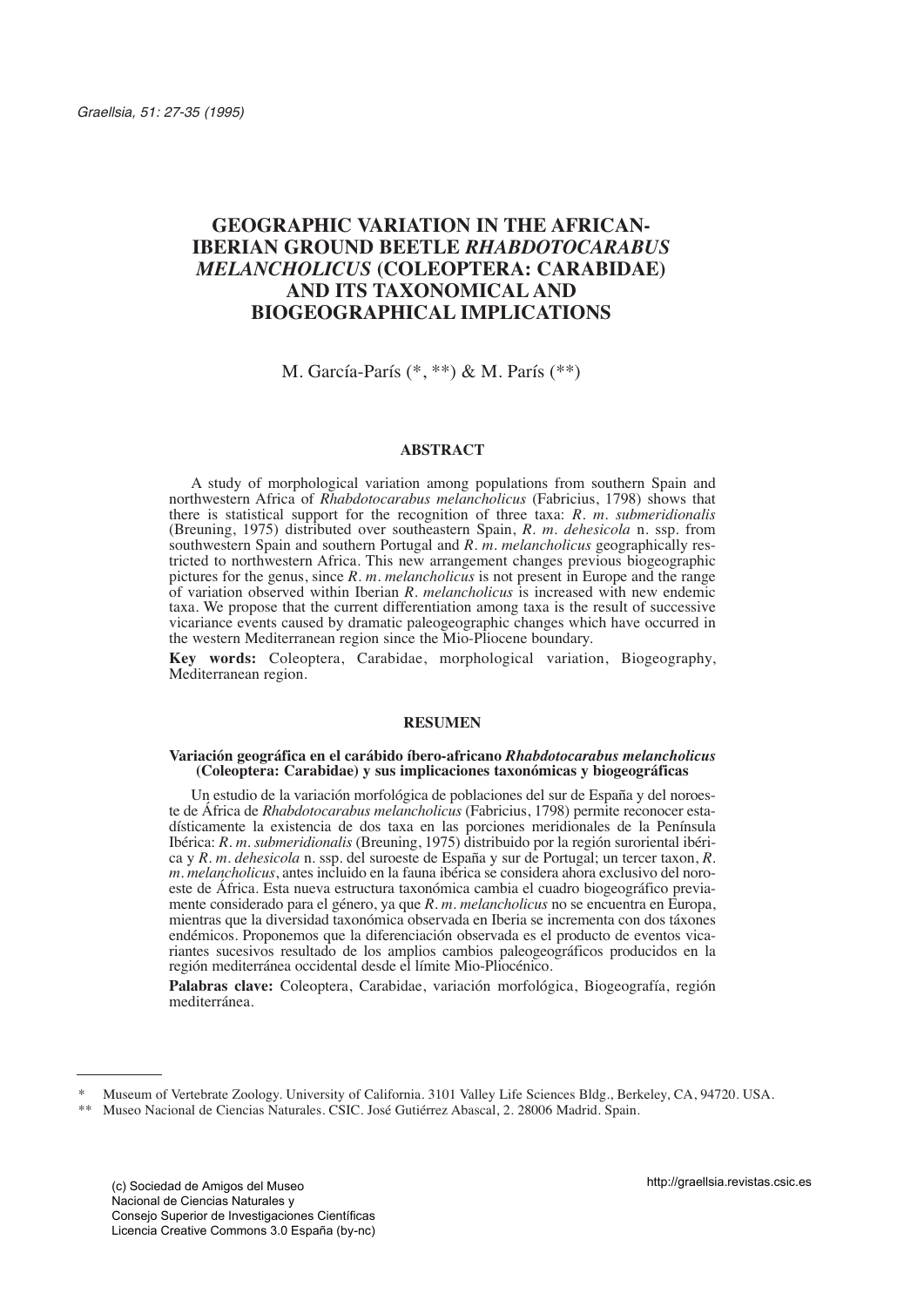# GEOGRAPHIC VARIATION IN THE AFRICAN-IBERIAN GROUND BEETLE *RHABDOTOCARABUS MELANCHOLICUS* (COLEOPTERA: CARABIDAE) AND ITS TAXONOMICAL AND BIOGEOGRAPHICAL IMPLICATIONS

M. García-París (\*, \*\*) & M. París (\*\*)

## ABSTRACT

A study of morphological variation among populations from southern Spain and northwestern Africa of *Rhabdotocarabus melancholicus* (Fabricius, 1798) shows that there is statistical support for the recognition of three taxa: *R. m. submeridionalis* (Breuning, 1975) distributed over southeastern Spain, *R. m. dehesicola* n. ssp. from southwestern Spain and southern Portugal and *R. m. melancholicus* geographically restricted to northwestern Africa. This new arrangement changes previous biogeographic pictures for the genus, since *R. m. melancholicus* is not present in Europe and the range of variation observed within Iberian *R. melancholicus* is increased with new endemic taxa. We propose that the current differentiation among taxa is the result of successive vicariance events caused by dramatic paleogeographic changes which have occurred in the western Mediterranean region since the Mio-Pliocene boundary.

**Key words:** Coleoptera, Carabidae, morphological variation, Biogeography, Mediterranean region.

## RESUMEN

**Variación geográfica en el carábido íbero-africano *Rhabdotocarabus melancholicus* (Coleoptera: Carabidae) y sus implicaciones taxonómicas y biogeográficas**

Un estudio de la variación morfológica de poblaciones del sur de España y del noroeste de África de *Rhabdotocarabus melancholicus* (Fabricius, 1798) permite reconocer estadísticamente la existencia de dos taxa en las porciones meridionales de la Península Ibérica: *R. m. submeridionalis* (Breuning, 1975) distribuido por la región suroriental ibérica y *R. m. dehesicola* n. ssp. del suroeste de España y sur de Portugal; un tercer taxon, *R. m. melancholicus*, antes incluido en la fauna ibérica se considera ahora exclusivo del noroeste de África. Esta nueva estructura taxonómica cambia el cuadro biogeográfico previamente considerado para el género, ya que *R. m. melancholicus* no se encuentra en Europa, mientras que la diversidad taxonómica observada en Iberia se incrementa con dos táxones endémicos. Proponemos que la diferenciación observada es el producto de eventos vicariantes sucesivos resultado de los amplios cambios paleogeográficos producidos en la región mediterránea occidental desde el límite Mio-Pliocénico.

**Palabras clave:** Coleoptera, Carabidae, variación morfológica, Biogeografía, región mediterránea.

---

\* Museum of Vertebrate Zoology. University of California. 3101 Valley Life Sciences Bldg., Berkeley, CA, 94720. USA.

\*\* Museo Nacional de Ciencias Naturales. CSIC. José Gutiérrez Abascal, 2. 28006 Madrid. Spain.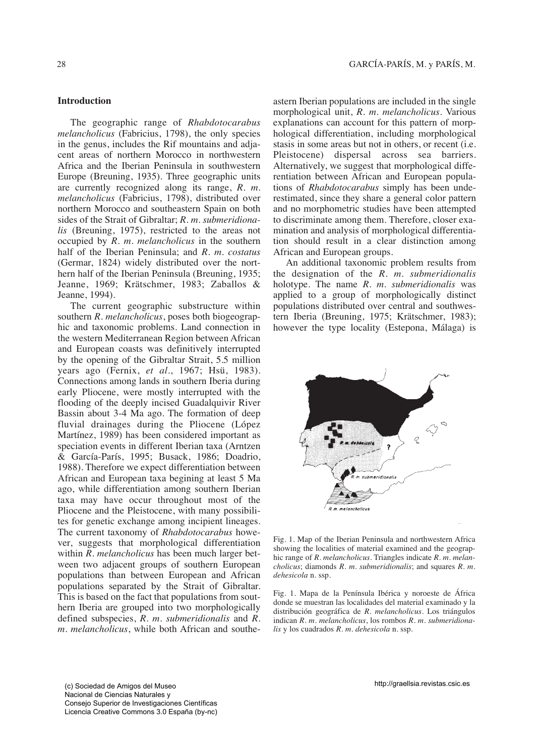## Introduction

The geographic range of *Rhabdotocarabus melancholicus* (Fabricius, 1798), the only species in the genus, includes the Rif mountains and adjacent areas of northern Morocco in northwestern Africa and the Iberian Peninsula in southwestern Europe (Breuning, 1935). Three geographic units are currently recognized along its range, *R. m. melancholicus* (Fabricius, 1798), distributed over northern Morocco and southeastern Spain on both sides of the Strait of Gibraltar; *R. m. submeridionalis* (Breuning, 1975), restricted to the areas not occupied by *R. m. melancholicus* in the southern half of the Iberian Peninsula; and *R. m. costatus* (Germar, 1824) widely distributed over the northern half of the Iberian Peninsula (Breuning, 1935; Jeanne, 1969; Krätschmer, 1983; Zaballos & Jeanne, 1994).

The current geographic substructure within southern *R. melancholicus*, poses both biogeographic and taxonomic problems. Land connection in the western Mediterranean Region between African and European coasts was definitively interrupted by the opening of the Gibraltar Strait, 5.5 million years ago (Fernix, *et al.*, 1967; Hsü, 1983). Connections among lands in southern Iberia during early Pliocene, were mostly interrupted with the flooding of the deeply incised Guadalquivir River Bassin about 3-4 Ma ago. The formation of deep fluvial drainages during the Pliocene (López Martínez, 1989) has been considered important as speciation events in different Iberian taxa (Arntzen & García-París, 1995; Busack, 1986; Doadrio, 1988). Therefore we expect differentiation between African and European taxa begining at least 5 Ma ago, while differentiation among southern Iberian taxa may have occur throughout most of the Pliocene and the Pleistocene, with many possibilites for genetic exchange among incipient lineages. The current taxonomy of *Rhabdotocarabus* however, suggests that morphological differentiation within *R. melancholicus* has been much larger between two adjacent groups of southern European populations than between European and African populations separated by the Strait of Gibraltar. This is based on the fact that populations from southern Iberia are grouped into two morphologically defined subspecies, *R. m. submeridionalis* and *R. m. melancholicus*, while both African and southeastern Iberian populations are included in the single morphological unit, *R. m. melancholicus*. Various explanations can account for this pattern of morphological differentiation, including morphological stasis in some areas but not in others, or recent (i.e. Pleistocene) dispersal across sea barriers. Alternatively, we suggest that morphological differentiation between African and European populations of *Rhabdotocarabus* simply has been underestimated, since they share a general color pattern and no morphometric studies have been attempted to discriminate among them. Therefore, closer examination and analysis of morphological differentiation should result in a clear distinction among African and European groups.

An additional taxonomic problem results from the designation of the *R. m. submeridionalis* holotype. The name *R. m. submeridionalis* was applied to a group of morphologically distinct populations distributed over central and southwestern Iberia (Breuning, 1975; Krätschmer, 1983); however the type locality (Estepona, Málaga) is

Fig. 1. Map of the Iberian Peninsula and northwestern Africa showing the localities of material examined and the geographic range of *R. melancholicus*. Triangles indicate *R. m. melancholicus*; diamonds *R. m. submeridionalis*; and squares *R. m. dehesicola* n. ssp.

Fig. 1. Mapa de la Península Ibérica y noroeste de África donde se muestran las localidades del material examinado y la distribución geográfica de *R. melancholicus*. Los triángulos indican *R. m. melancholicus*, los rombos *R. m. submeridionalis* y los cuadrados *R. m. dehesicola* n. ssp.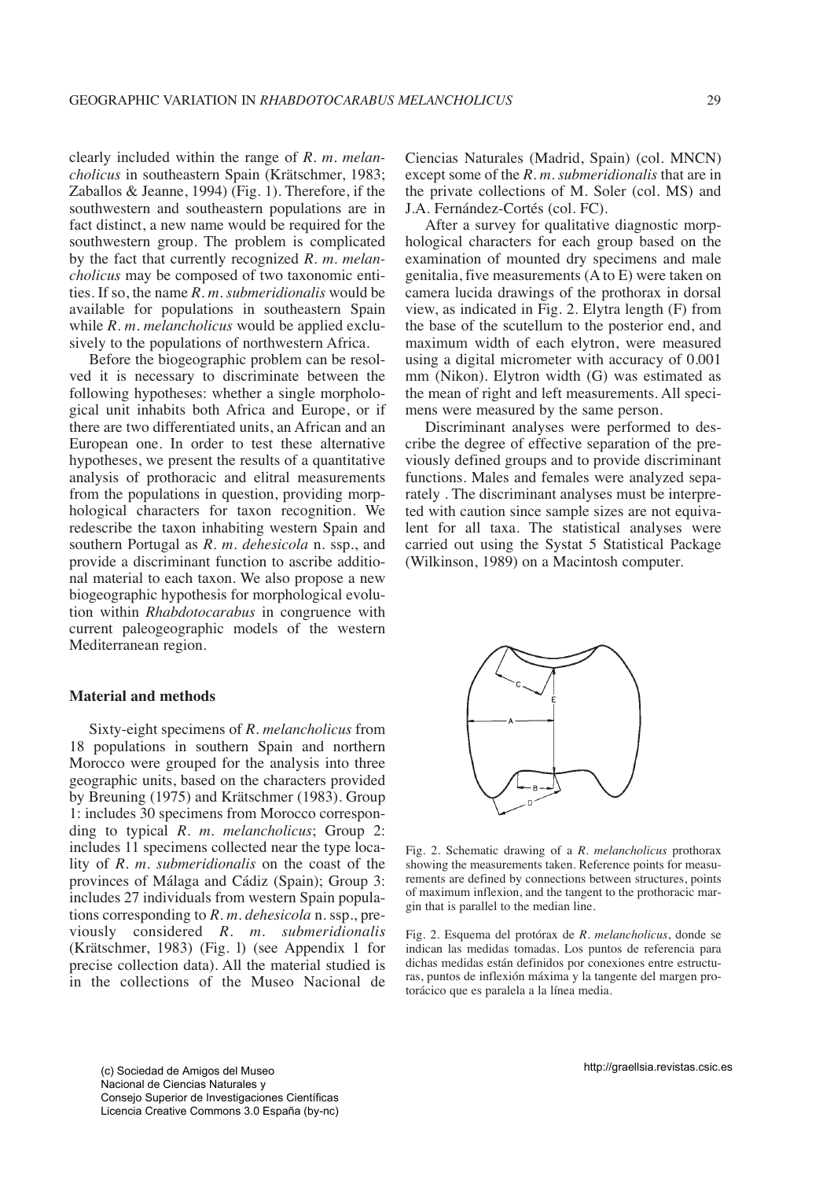clearly included within the range of *R. m. melancholicus* in southeastern Spain (Krätschmer, 1983; Zaballos & Jeanne, 1994) (Fig. 1). Therefore, if the southwestern and southeastern populations are in fact distinct, a new name would be required for the southwestern group. The problem is complicated by the fact that currently recognized *R. m. melancholicus* may be composed of two taxonomic entities. If so, the name *R. m. submeridionalis* would be available for populations in southeastern Spain while *R. m. melancholicus* would be applied exclusively to the populations of northwestern Africa.

Before the biogeographic problem can be resolved it is necessary to discriminate between the following hypotheses: whether a single morphological unit inhabits both Africa and Europe, or if there are two differentiated units, an African and an European one. In order to test these alternative hypotheses, we present the results of a quantitative analysis of prothoracic and elitral measurements from the populations in question, providing morphological characters for taxon recognition. We redescribe the taxon inhabiting western Spain and southern Portugal as *R. m. dehesicola* n. ssp., and provide a discriminant function to ascribe additional material to each taxon. We also propose a new biogeographic hypothesis for morphological evolution within *Rhabdotocarabus* in congruence with current paleogeographic models of the western Mediterranean region.

## Material and methods

Sixty-eight specimens of *R. melancholicus* from 18 populations in southern Spain and northern Morocco were grouped for the analysis into three geographic units, based on the characters provided by Breuning (1975) and Krätschmer (1983). Group 1: includes 30 specimens from Morocco corresponding to typical *R. m. melancholicus*; Group 2: includes 11 specimens collected near the type locality of *R. m. submeridionalis* on the coast of the provinces of Málaga and Cádiz (Spain); Group 3: includes 27 individuals from western Spain populations corresponding to *R. m. dehesicola* n. ssp., previously considered *R. m. submeridionalis* (Krätschmer, 1983) (Fig. l) (see Appendix 1 for precise collection data). All the material studied is in the collections of the Museo Nacional de Ciencias Naturales (Madrid, Spain) (col. MNCN) except some of the *R. m. submeridionalis* that are in the private collections of M. Soler (col. MS) and J.A. Fernández-Cortés (col. FC).

After a survey for qualitative diagnostic morphological characters for each group based on the examination of mounted dry specimens and male genitalia, five measurements (A to E) were taken on camera lucida drawings of the prothorax in dorsal view, as indicated in Fig. 2. Elytra length (F) from the base of the scutellum to the posterior end, and maximum width of each elytron, were measured using a digital micrometer with accuracy of 0.001 mm (Nikon). Elytron width (G) was estimated as the mean of right and left measurements. All specimens were measured by the same person.

Discriminant analyses were performed to describe the degree of effective separation of the previously defined groups and to provide discriminant functions. Males and females were analyzed separately . The discriminant analyses must be interpreted with caution since sample sizes are not equivalent for all taxa. The statistical analyses were carried out using the Systat 5 Statistical Package (Wilkinson, 1989) on a Macintosh computer.

Fig. 2. Schematic drawing of a *R. melancholicus* prothorax showing the measurements taken. Reference points for measurements are defined by connections between structures, points of maximum inflexion, and the tangent to the prothoracic margin that is parallel to the median line.

Fig. 2. Esquema del protórax de *R. melancholicus*, donde se indican las medidas tomadas. Los puntos de referencia para dichas medidas están definidos por conexiones entre estructuras, puntos de inflexión máxima y la tangente del margen protorácico que es paralela a la línea media.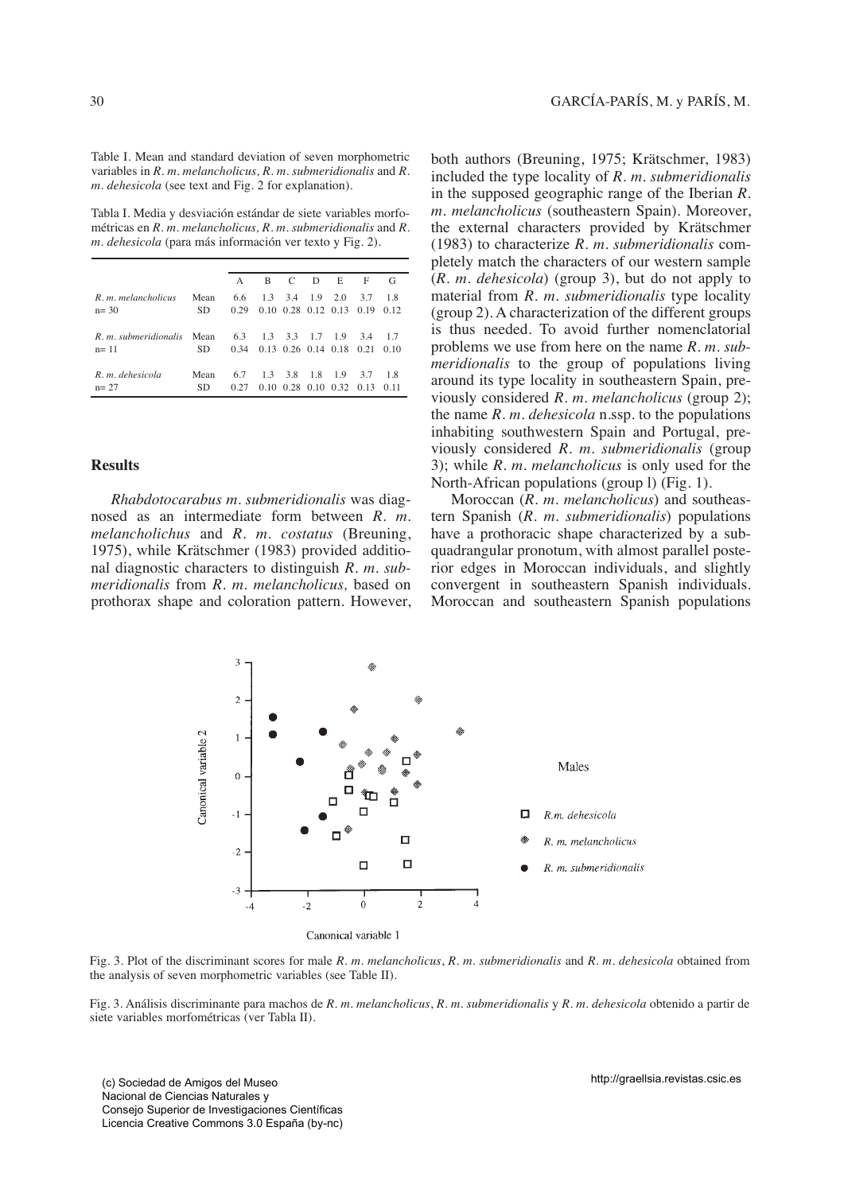Table I. Mean and standard deviation of seven morphometric variables in *R. m. melancholicus*, *R. m. submeridionalis* and *R. m. dehesicola* (see text and Fig. 2 for explanation).

Tabla I. Media y desviación estándar de siete variables morfométricas en *R. m. melancholicus*, *R. m. submeridionalis* and *R. m. dehesicola* (para más información ver texto y Fig. 2).

| | | A | B | C | D | E | F | G |
|---|---|---|---|---|---|---|---|---|
| *R. m. melancholicus* | Mean | 6.6 | 1.3 | 3.4 | 1.9 | 2.0 | 3.7 | 1.8 |
| n= 30 | SD | 0.29 | 0.10 | 0.28 | 0.12 | 0.13 | 0.19 | 0.12 |
| *R. m. submeridionalis* | Mean | 6.3 | 1.3 | 3.3 | 1.7 | 1.9 | 3.4 | 1.7 |
| n= 11 | SD | 0.34 | 0.13 | 0.26 | 0.14 | 0.18 | 0.21 | 0.10 |
| *R. m. dehesicola* | Mean | 6.7 | 1.3 | 3.8 | 1.8 | 1.9 | 3.7 | 1.8 |
| n= 27 | SD | 0.27 | 0.10 | 0.28 | 0.10 | 0.32 | 0.13 | 0.11 |

## Results

*Rhabdotocarabus m. submeridionalis* was diagnosed as an intermediate form between *R. m. melancholichus* and *R. m. costatus* (Breuning, 1975), while Krätschmer (1983) provided additional diagnostic characters to distinguish *R. m. submeridionalis* from *R. m. melancholicus,* based on prothorax shape and coloration pattern. However, both authors (Breuning, 1975; Krätschmer, 1983) included the type locality of *R. m. submeridionalis* in the supposed geographic range of the Iberian *R. m. melancholicus* (southeastern Spain). Moreover, the external characters provided by Krätschmer (1983) to characterize *R. m. submeridionalis* completely match the characters of our western sample (*R. m. dehesicola*) (group 3), but do not apply to material from *R. m. submeridionalis* type locality (group 2). A characterization of the different groups is thus needed. To avoid further nomenclatorial problems we use from here on the name *R. m. submeridionalis* to the group of populations living around its type locality in southeastern Spain, previously considered *R. m. melancholicus* (group 2); the name *R. m. dehesicola* n.ssp. to the populations inhabiting southwestern Spain and Portugal, previously considered *R. m. submeridionalis* (group 3); while *R. m. melancholicus* is only used for the North-African populations (group l) (Fig. 1).

Moroccan (*R. m. melancholicus*) and southeastern Spanish (*R. m. submeridionalis*) populations have a prothoracic shape characterized by a subquadrangular pronotum, with almost parallel posterior edges in Moroccan individuals, and slightly convergent in southeastern Spanish individuals. Moroccan and southeastern Spanish populations

Fig. 3. Plot of the discriminant scores for male *R. m. melancholicus*, *R. m. submeridionalis* and *R. m. dehesicola* obtained from the analysis of seven morphometric variables (see Table II).

Fig. 3. Análisis discriminante para machos de *R. m. melancholicus*, *R. m. submeridionalis* y *R. m. dehesicola* obtenido a partir de siete variables morfométricas (ver Tabla II).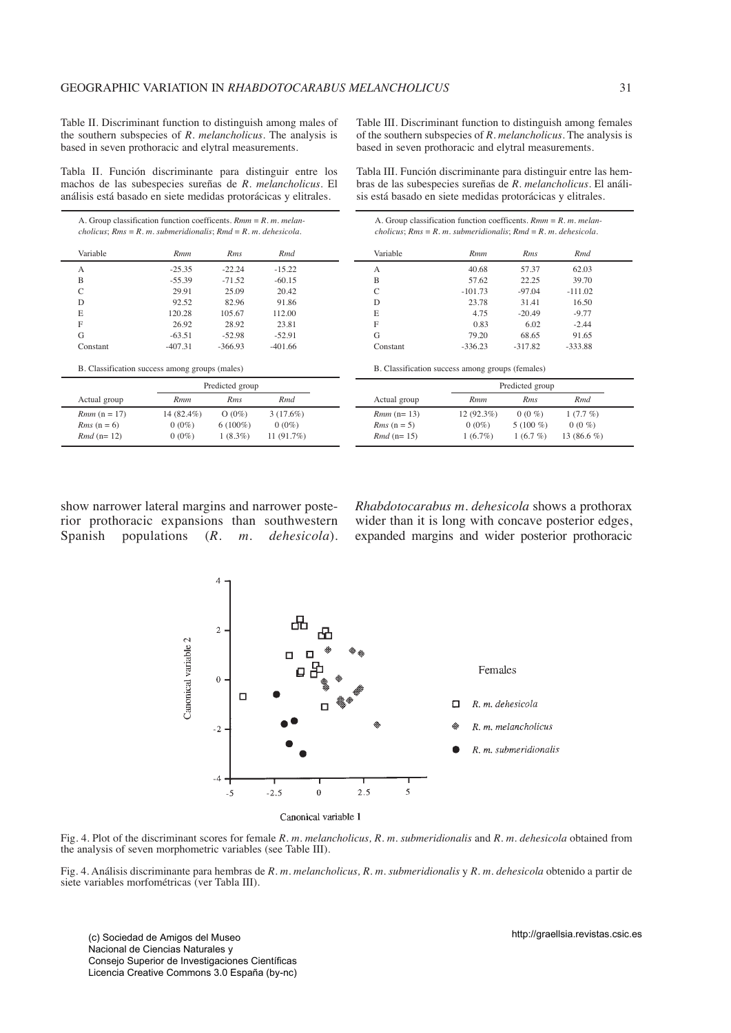Table II. Discriminant function to distinguish among males of the southern subspecies of *R. melancholicus*. The analysis is based in seven prothoracic and elytral measurements.

Tabla II. Función discriminante para distinguir entre los machos de las subespecies sureñas de *R. melancholicus*. El análisis está basado en siete medidas protorácicas y elitrales.

A. Group classification function coefficents. *Rmm* = *R. m. melancholicus*; *Rms* = *R. m. submeridionalis*; *Rmd* = *R. m. dehesicola*.

| Variable | *Rmm* | *Rms* | *Rmd* |
|---|---|---|---|
| A | -25.35 | -22.24 | -15.22 |
| B | -55.39 | -71.52 | -60.15 |
| C | 29.91 | 25.09 | 20.42 |
| D | 92.52 | 82.96 | 91.86 |
| E | 120.28 | 105.67 | 112.00 |
| F | 26.92 | 28.92 | 23.81 |
| G | -63.51 | -52.98 | -52.91 |
| Constant | -407.31 | -366.93 | -401.66 |

B. Classification success among groups (males)

| | Predicted group | | |
|---|---|---|---|
| Actual group | *Rmm* | *Rms* | *Rmd* |
| *Rmm* (n = 17) | 14 (82.4%) | O (0%) | 3 (17.6%) |
| *Rms* (n = 6) | 0 (0%) | 6 (100%) | 0 (0%) |
| *Rmd* (n= 12) | 0 (0%) | 1 (8.3%) | 11 (91.7%) |

Table III. Discriminant function to distinguish among females of the southern subspecies of *R. melancholicus*. The analysis is based in seven prothoracic and elytral measurements.

Tabla III. Función discriminante para distinguir entre las hembras de las subespecies sureñas de *R. melancholicus*. El análisis está basado en siete medidas protorácicas y elitrales.

A. Group classification function coefficents. *Rmm* = *R. m. melancholicus*; *Rms* = *R. m. submeridionalis*; *Rmd* = *R. m. dehesicola*.

| Variable | *Rmm* | *Rms* | *Rmd* |
|---|---|---|---|
| A | 40.68 | 57.37 | 62.03 |
| B | 57.62 | 22.25 | 39.70 |
| C | -101.73 | -97.04 | -111.02 |
| D | 23.78 | 31.41 | 16.50 |
| E | 4.75 | -20.49 | -9.77 |
| F | 0.83 | 6.02 | -2.44 |
| G | 79.20 | 68.65 | 91.65 |
| Constant | -336.23 | -317.82 | -333.88 |

B. Classification success among groups (females)

| | Predicted group | | |
|---|---|---|---|
| Actual group | *Rmm* | *Rms* | *Rmd* |
| *Rmm* (n= 13) | 12 (92.3%) | 0 (0 %) | 1 (7.7 %) |
| *Rms* (n = 5) | 0 (0%) | 5 (100 %) | 0 (0 %) |
| *Rmd* (n= 15) | 1 (6.7%) | 1 (6.7 %) | 13 (86.6 %) |

show narrower lateral margins and narrower posterior prothoracic expansions than southwestern Spanish populations (*R. m. dehesicola*). *Rhabdotocarabus m. dehesicola* shows a prothorax wider than it is long with concave posterior edges, expanded margins and wider posterior prothoracic

Fig. 4. Plot of the discriminant scores for female *R. m. melancholicus, R. m. submeridionalis* and *R. m. dehesicola* obtained from the analysis of seven morphometric variables (see Table III).

Fig. 4. Análisis discriminante para hembras de *R. m. melancholicus, R. m. submeridionalis* y *R. m. dehesicola* obtenido a partir de siete variables morfométricas (ver Tabla III).

(c) Sociedad de Amigos del Museo Nacional de Ciencias Naturales y Consejo Superior de Investigaciones Científicas Licencia Creative Commons 3.0 España (by-nc)

http://graellsia.revistas.csic.es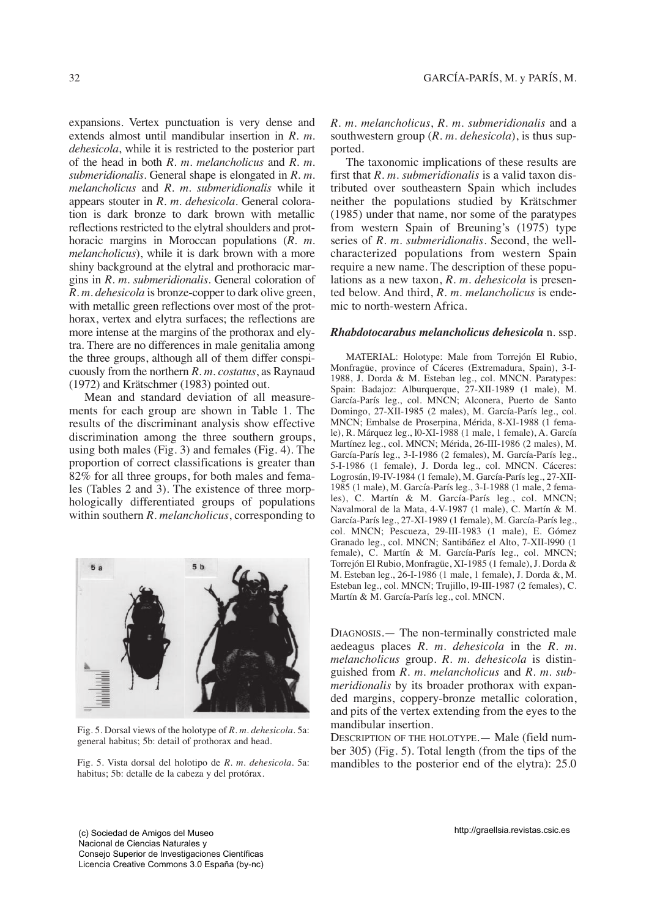expansions. Vertex punctuation is very dense and extends almost until mandibular insertion in *R. m. dehesicola*, while it is restricted to the posterior part of the head in both *R. m. melancholicus* and *R. m. submeridionalis*. General shape is elongated in *R. m. melancholicus* and *R. m. submeridionalis* while it appears stouter in *R. m. dehesicola*. General coloration is dark bronze to dark brown with metallic reflections restricted to the elytral shoulders and prothoracic margins in Moroccan populations (*R. m. melancholicus*), while it is dark brown with a more shiny background at the elytral and prothoracic margins in *R. m. submeridionalis*. General coloration of *R. m. dehesicola* is bronze-copper to dark olive green, with metallic green reflections over most of the prothorax, vertex and elytra surfaces; the reflections are more intense at the margins of the prothorax and elytra. There are no differences in male genitalia among the three groups, although all of them differ conspicuously from the northern *R. m. costatus*, as Raynaud (1972) and Krätschmer (1983) pointed out.

Mean and standard deviation of all measurements for each group are shown in Table 1. The results of the discriminant analysis show effective discrimination among the three southern groups, using both males (Fig. 3) and females (Fig. 4). The proportion of correct classifications is greater than 82% for all three groups, for both males and females (Tables 2 and 3). The existence of three morphologically differentiated groups of populations within southern *R. melancholicus*, corresponding to *R. m. melancholicus*, *R. m. submeridionalis* and a southwestern group (*R. m. dehesicola*), is thus supported.

Fig. 5. Dorsal views of the holotype of *R. m. dehesicola*. 5a: general habitus; 5b: detail of prothorax and head.

Fig. 5. Vista dorsal del holotipo de *R. m. dehesicola*. 5a: habitus; 5b: detalle de la cabeza y del protórax.

The taxonomic implications of these results are first that *R. m. submeridionalis* is a valid taxon distributed over southeastern Spain which includes neither the populations studied by Krätschmer (1985) under that name, nor some of the paratypes from western Spain of Breuning's (1975) type series of *R. m. submeridionalis*. Second, the well-characterized populations from western Spain require a new name. The description of these populations as a new taxon, *R. m. dehesicola* is presented below. And third, *R. m. melancholicus* is endemic to north-western Africa.

### ***Rhabdotocarabus melancholicus dehesicola*** n. ssp.

MATERIAL: Holotype: Male from Torrejón El Rubio, Monfragüe, province of Cáceres (Extremadura, Spain), 3-I-1988, J. Dorda & M. Esteban leg., col. MNCN. Paratypes: Spain: Badajoz: Alburquerque, 27-XII-1989 (1 male), M. García-París leg., col. MNCN; Alconera, Puerto de Santo Domingo, 27-XII-1985 (2 males), M. García-París leg., col. MNCN; Embalse de Proserpina, Mérida, 8-XI-1988 (1 female), R. Márquez leg., l0-XI-1988 (1 male, 1 female), A. García Martínez leg., col. MNCN; Mérida, 26-III-1986 (2 males), M. García-París leg., 3-I-1986 (2 females), M. García-París leg., 5-I-1986 (1 female), J. Dorda leg., col. MNCN. Cáceres: Logrosán, l9-IV-1984 (1 female), M. García-París leg., 27-XII-1985 (1 male), M. García-París leg., 3-I-1988 (1 male, 2 females), C. Martín & M. García-París leg., col. MNCN; Navalmoral de la Mata, 4-V-1987 (1 male), C. Martín & M. García-París leg., 27-XI-1989 (1 female), M. García-París leg., col. MNCN; Pescueza, 29-III-1983 (1 male), E. Gómez Granado leg., col. MNCN; Santibáñez el Alto, 7-XII-l990 (1 female), C. Martín & M. García-París leg., col. MNCN; Torrejón El Rubio, Monfragüe, XI-1985 (1 female), J. Dorda & M. Esteban leg., 26-I-1986 (1 male, 1 female), J. Dorda &, M. Esteban leg., col. MNCN; Trujillo, l9-III-1987 (2 females), C. Martín & M. García-París leg., col. MNCN.

DIAGNOSIS.— The non-terminally constricted male aedeagus places *R. m. dehesicola* in the *R. m. melancholicus* group. *R. m. dehesicola* is distinguished from *R. m. melancholicus* and *R. m. submeridionalis* by its broader prothorax with expanded margins, coppery-bronze metallic coloration, and pits of the vertex extending from the eyes to the mandibular insertion.

DESCRIPTION OF THE HOLOTYPE.— Male (field number 305) (Fig. 5). Total length (from the tips of the mandibles to the posterior end of the elytra): 25.0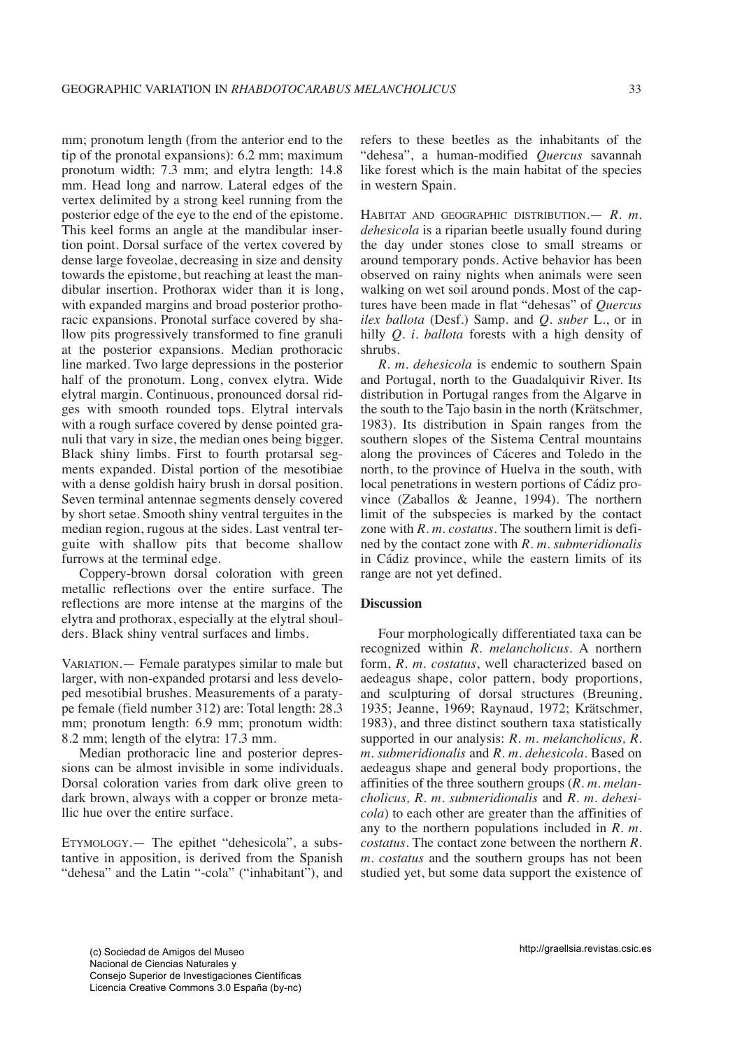mm; pronotum length (from the anterior end to the tip of the pronotal expansions): 6.2 mm; maximum pronotum width: 7.3 mm; and elytra length: 14.8 mm. Head long and narrow. Lateral edges of the vertex delimited by a strong keel running from the posterior edge of the eye to the end of the epistome. This keel forms an angle at the mandibular insertion point. Dorsal surface of the vertex covered by dense large foveolae, decreasing in size and density towards the epistome, but reaching at least the mandibular insertion. Prothorax wider than it is long, with expanded margins and broad posterior prothoracic expansions. Pronotal surface covered by shallow pits progressively transformed to fine granuli at the posterior expansions. Median prothoracic line marked. Two large depressions in the posterior half of the pronotum. Long, convex elytra. Wide elytral margin. Continuous, pronounced dorsal ridges with smooth rounded tops. Elytral intervals with a rough surface covered by dense pointed granuli that vary in size, the median ones being bigger. Black shiny limbs. First to fourth protarsal segments expanded. Distal portion of the mesotibiae with a dense goldish hairy brush in dorsal position. Seven terminal antennae segments densely covered by short setae. Smooth shiny ventral terguites in the median region, rugous at the sides. Last ventral terguite with shallow pits that become shallow furrows at the terminal edge.

Coppery-brown dorsal coloration with green metallic reflections over the entire surface. The reflections are more intense at the margins of the elytra and prothorax, especially at the elytral shoulders. Black shiny ventral surfaces and limbs.

VARIATION.— Female paratypes similar to male but larger, with non-expanded protarsi and less developed mesotibial brushes. Measurements of a paratype female (field number 312) are: Total length: 28.3 mm; pronotum length: 6.9 mm; pronotum width: 8.2 mm; length of the elytra: 17.3 mm.

Median prothoracic line and posterior depressions can be almost invisible in some individuals. Dorsal coloration varies from dark olive green to dark brown, always with a copper or bronze metallic hue over the entire surface.

ETYMOLOGY.— The epithet "dehesicola", a substantive in apposition, is derived from the Spanish "dehesa" and the Latin "-cola" ("inhabitant"), and refers to these beetles as the inhabitants of the "dehesa", a human-modified *Quercus* savannah like forest which is the main habitat of the species in western Spain.

HABITAT AND GEOGRAPHIC DISTRIBUTION.— *R. m. dehesicola* is a riparian beetle usually found during the day under stones close to small streams or around temporary ponds. Active behavior has been observed on rainy nights when animals were seen walking on wet soil around ponds. Most of the captures have been made in flat "dehesas" of *Quercus ilex ballota* (Desf.) Samp. and *Q. suber* L., or in hilly *Q. i. ballota* forests with a high density of shrubs.

*R. m. dehesicola* is endemic to southern Spain and Portugal, north to the Guadalquivir River. Its distribution in Portugal ranges from the Algarve in the south to the Tajo basin in the north (Krätschmer, 1983). Its distribution in Spain ranges from the southern slopes of the Sistema Central mountains along the provinces of Cáceres and Toledo in the north, to the province of Huelva in the south, with local penetrations in western portions of Cádiz province (Zaballos & Jeanne, 1994). The northern limit of the subspecies is marked by the contact zone with *R. m. costatus*. The southern limit is defined by the contact zone with *R. m. submeridionalis* in Cádiz province, while the eastern limits of its range are not yet defined.

## Discussion

Four morphologically differentiated taxa can be recognized within *R. melancholicus*. A northern form, *R. m. costatus*, well characterized based on aedeagus shape, color pattern, body proportions, and sculpturing of dorsal structures (Breuning, 1935; Jeanne, 1969; Raynaud, 1972; Krätschmer, 1983), and three distinct southern taxa statistically supported in our analysis: *R. m. melancholicus, R. m. submeridionalis* and *R. m. dehesicola*. Based on aedeagus shape and general body proportions, the affinities of the three southern groups (*R. m. melancholicus, R. m. submeridionalis* and *R. m. dehesicola*) to each other are greater than the affinities of any to the northern populations included in *R. m. costatus*. The contact zone between the northern *R. m. costatus* and the southern groups has not been studied yet, but some data support the existence of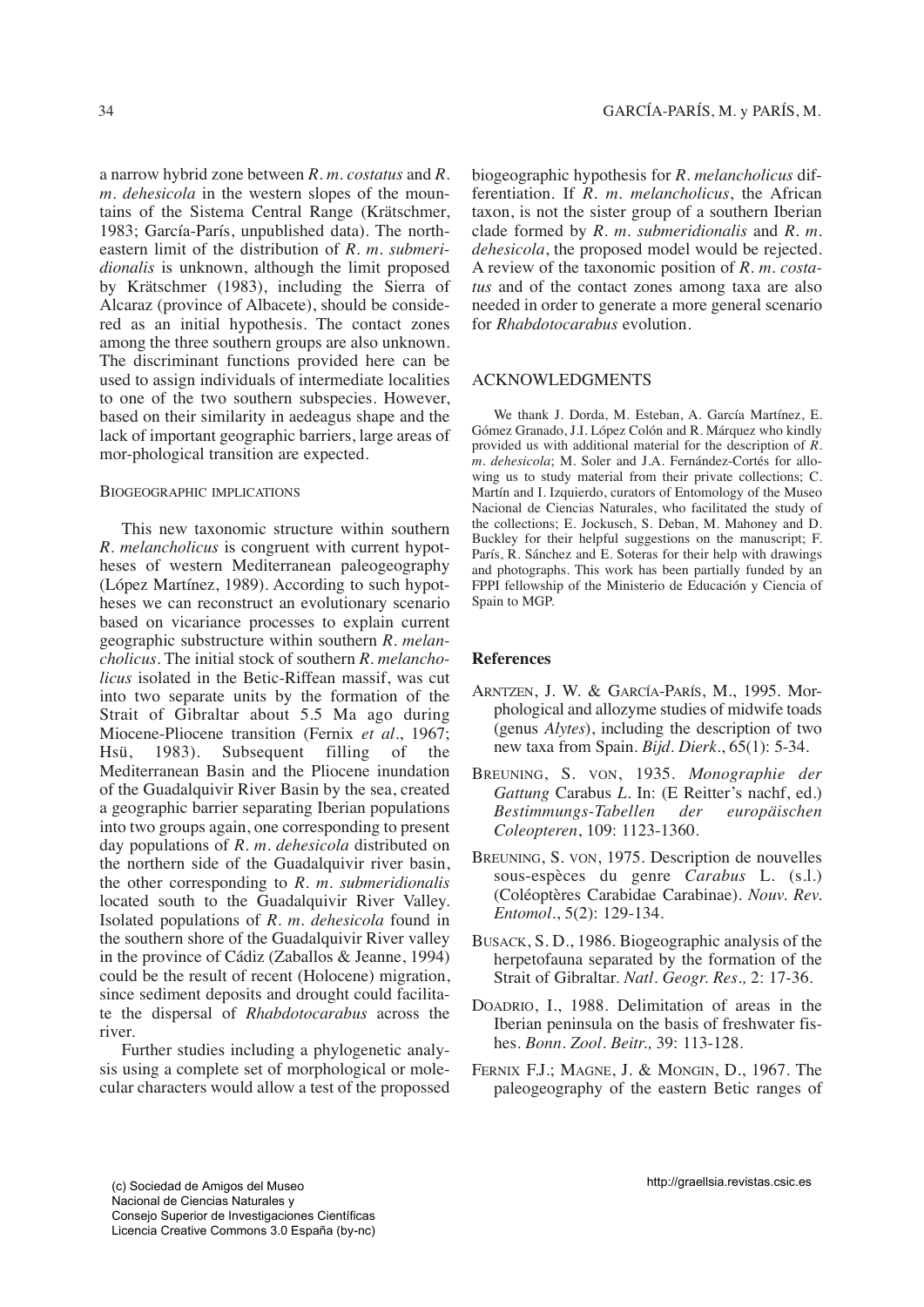a narrow hybrid zone between *R. m. costatus* and *R. m. dehesicola* in the western slopes of the mountains of the Sistema Central Range (Krätschmer, 1983; García-París, unpublished data). The northeastern limit of the distribution of *R. m. submeridionalis* is unknown, although the limit proposed by Krätschmer (1983), including the Sierra of Alcaraz (province of Albacete), should be considered as an initial hypothesis. The contact zones among the three southern groups are also unknown. The discriminant functions provided here can be used to assign individuals of intermediate localities to one of the two southern subspecies. However, based on their similarity in aedeagus shape and the lack of important geographic barriers, large areas of mor-phological transition are expected.

#### Biogeographic implications

This new taxonomic structure within southern *R. melancholicus* is congruent with current hypotheses of western Mediterranean paleogeography (López Martínez, 1989). According to such hypotheses we can reconstruct an evolutionary scenario based on vicariance processes to explain current geographic substructure within southern *R. melancholicus*. The initial stock of southern *R. melancholicus* isolated in the Betic-Riffean massif, was cut into two separate units by the formation of the Strait of Gibraltar about 5.5 Ma ago during Miocene-Pliocene transition (Fernix *et al*., 1967; Hsü, 1983). Subsequent filling of the Mediterranean Basin and the Pliocene inundation of the Guadalquivir River Basin by the sea, created a geographic barrier separating Iberian populations into two groups again, one corresponding to present day populations of *R. m. dehesicola* distributed on the northern side of the Guadalquivir river basin, the other corresponding to *R. m. submeridionalis* located south to the Guadalquivir River Valley. Isolated populations of *R. m. dehesicola* found in the southern shore of the Guadalquivir River valley in the province of Cádiz (Zaballos & Jeanne, 1994) could be the result of recent (Holocene) migration, since sediment deposits and drought could facilitate the dispersal of *Rhabdotocarabus* across the river.

Further studies including a phylogenetic analysis using a complete set of morphological or molecular characters would allow a test of the propossed biogeographic hypothesis for *R. melancholicus* differentiation. If *R. m. melancholicus*, the African taxon, is not the sister group of a southern Iberian clade formed by *R. m. submeridionalis* and *R. m. dehesicola*, the proposed model would be rejected. A review of the taxonomic position of *R. m. costatus* and of the contact zones among taxa are also needed in order to generate a more general scenario for *Rhabdotocarabus* evolution.

## Acknowledgments

We thank J. Dorda, M. Esteban, A. García Martínez, E. Gómez Granado, J.I. López Colón and R. Márquez who kindly provided us with additional material for the description of *R. m. dehesicola*; M. Soler and J.A. Fernández-Cortés for allowing us to study material from their private collections; C. Martín and I. Izquierdo, curators of Entomology of the Museo Nacional de Ciencias Naturales, who facilitated the study of the collections; E. Jockusch, S. Deban, M. Mahoney and D. Buckley for their helpful suggestions on the manuscript; F. París, R. Sánchez and E. Soteras for their help with drawings and photographs. This work has been partially funded by an FPPI fellowship of the Ministerio de Educación y Ciencia of Spain to MGP.

## References

Arntzen, J. W. & García-París, M., 1995. Morphological and allozyme studies of midwife toads (genus *Alytes*), including the description of two new taxa from Spain. *Bijd. Dierk.*, 65(1): 5-34.

Breuning, S. von, 1935. *Monographie der Gattung* Carabus *L.* In: (E Reitter's nachf, ed.) *Bestimmungs-Tabellen der europäischen Coleopteren*, 109: 1123-1360.

Breuning, S. von, 1975. Description de nouvelles sous-espèces du genre *Carabus* L. (s.l.) (Coléoptères Carabidae Carabinae). *Nouv. Rev. Entomol.*, 5(2): 129-134.

Busack, S. D., 1986. Biogeographic analysis of the herpetofauna separated by the formation of the Strait of Gibraltar. *Natl. Geogr. Res.,* 2: 17-36.

Doadrio, I., 1988. Delimitation of areas in the Iberian peninsula on the basis of freshwater fishes. *Bonn. Zool. Beitr.,* 39: 113-128.

Fernix F.J.; Magne, J. & Mongin, D., 1967. The paleogeography of the eastern Betic ranges of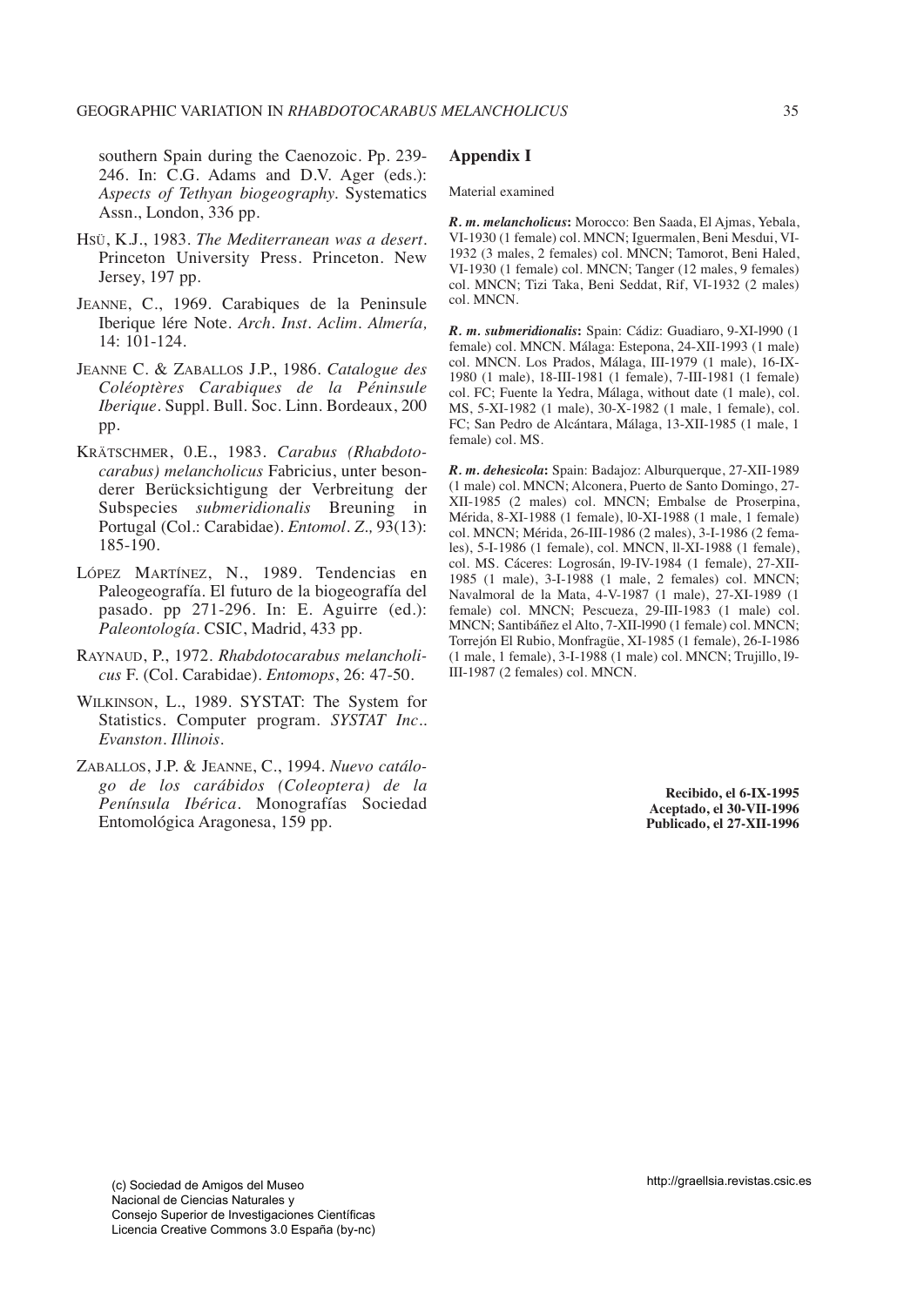southern Spain during the Caenozoic. Pp. 239-246. In: C.G. Adams and D.V. Ager (eds.): *Aspects of Tethyan biogeography*. Systematics Assn., London, 336 pp.

HSÜ, K.J., 1983. *The Mediterranean was a desert*. Princeton University Press. Princeton. New Jersey, 197 pp.

JEANNE, C., 1969. Carabiques de la Peninsule Iberique lére Note. *Arch. Inst. Aclim. Almería,* 14: 101-124.

JEANNE C. & ZABALLOS J.P., 1986. *Catalogue des Coléoptères Carabiques de la Péninsule Iberique*. Suppl. Bull. Soc. Linn. Bordeaux, 200 pp.

KRÄTSCHMER, 0.E., 1983. *Carabus (Rhabdotocarabus) melancholicus* Fabricius, unter besonderer Berücksichtigung der Verbreitung der Subspecies *submeridionalis* Breuning in Portugal (Col.: Carabidae). *Entomol. Z.,* 93(13): 185-190.

LÓPEZ MARTÍNEZ, N., 1989. Tendencias en Paleogeografía. El futuro de la biogeografía del pasado. pp 271-296. In: E. Aguirre (ed.): *Paleontología*. CSIC, Madrid, 433 pp.

RAYNAUD, P., 1972. *Rhabdotocarabus melancholicus* F. (Col. Carabidae). *Entomops*, 26: 47-50.

WILKINSON, L., 1989. SYSTAT: The System for Statistics. Computer program. *SYSTAT Inc.. Evanston. Illinois.*

ZABALLOS, J.P. & JEANNE, C., 1994. *Nuevo catálogo de los carábidos (Coleoptera) de la Península Ibérica*. Monografías Sociedad Entomológica Aragonesa, 159 pp.

## Appendix I

Material examined

***R. m. melancholicus*:** Morocco: Ben Saada, El Ajmas, Yebala, VI-1930 (1 female) col. MNCN; Iguermalen, Beni Mesdui, VI-1932 (3 males, 2 females) col. MNCN; Tamorot, Beni Haled, VI-1930 (1 female) col. MNCN; Tanger (12 males, 9 females) col. MNCN; Tizi Taka, Beni Seddat, Rif, VI-1932 (2 males) col. MNCN.

***R. m. submeridionalis*:** Spain: Cádiz: Guadiaro, 9-XI-l990 (1 female) col. MNCN. Málaga: Estepona, 24-XII-1993 (1 male) col. MNCN. Los Prados, Málaga, III-1979 (1 male), 16-IX-1980 (1 male), 18-III-1981 (1 female), 7-III-1981 (1 female) col. FC; Fuente la Yedra, Málaga, without date (1 male), col. MS, 5-XI-1982 (1 male), 30-X-1982 (1 male, 1 female), col. FC; San Pedro de Alcántara, Málaga, 13-XII-1985 (1 male, 1 female) col. MS.

***R. m. dehesicola*:** Spain: Badajoz: Alburquerque, 27-XII-1989 (1 male) col. MNCN; Alconera, Puerto de Santo Domingo, 27-XII-1985 (2 males) col. MNCN; Embalse de Proserpina, Mérida, 8-XI-1988 (1 female), l0-XI-1988 (1 male, 1 female) col. MNCN; Mérida, 26-III-1986 (2 males), 3-I-1986 (2 females), 5-I-1986 (1 female), col. MNCN, ll-XI-1988 (1 female), col. MS. Cáceres: Logrosán, l9-IV-1984 (1 female), 27-XII-1985 (1 male), 3-I-1988 (1 male, 2 females) col. MNCN; Navalmoral de la Mata, 4-V-1987 (1 male), 27-XI-1989 (1 female) col. MNCN; Pescueza, 29-III-1983 (1 male) col. MNCN; Santibáñez el Alto, 7-XII-l990 (1 female) col. MNCN; Torrejón El Rubio, Monfragüe, XI-1985 (1 female), 26-I-1986 (1 male, 1 female), 3-I-1988 (1 male) col. MNCN; Trujillo, l9-III-1987 (2 females) col. MNCN.

**Recibido, el 6-IX-1995**
**Aceptado, el 30-VII-1996**
**Publicado, el 27-XII-1996**